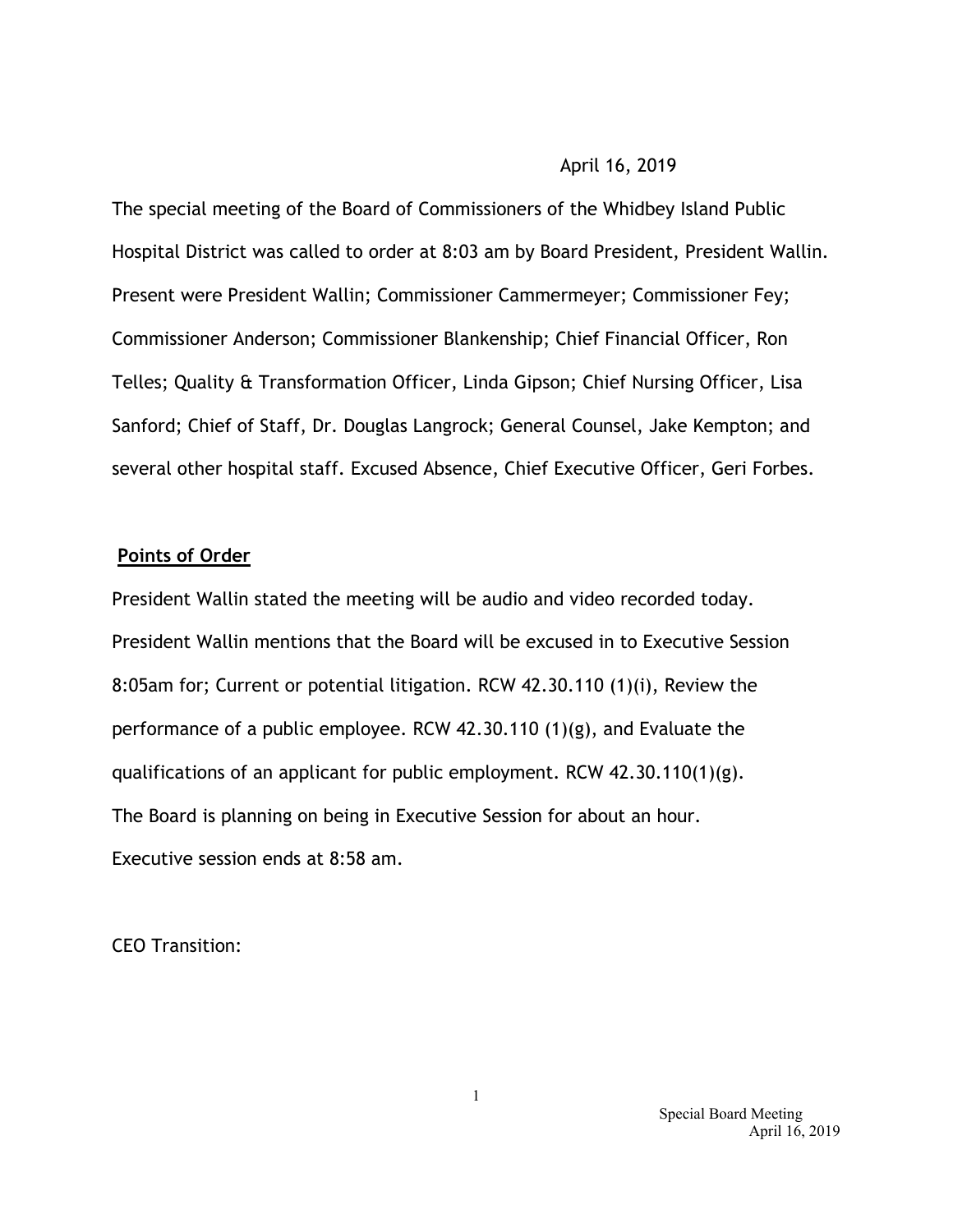April 16, 2019

The special meeting of the Board of Commissioners of the Whidbey Island Public Hospital District was called to order at 8:03 am by Board President, President Wallin. Present were President Wallin; Commissioner Cammermeyer; Commissioner Fey; Commissioner Anderson; Commissioner Blankenship; Chief Financial Officer, Ron Telles; Quality & Transformation Officer, Linda Gipson; Chief Nursing Officer, Lisa Sanford; Chief of Staff, Dr. Douglas Langrock; General Counsel, Jake Kempton; and several other hospital staff. Excused Absence, Chief Executive Officer, Geri Forbes.

**Points of Order**

President Wallin stated the meeting will be audio and video recorded today. President Wallin mentions that the Board will be excused in to Executive Session 8:05am for; Current or potential litigation. RCW 42.30.110 (1)(i), Review the performance of a public employee. RCW 42.30.110 (1)(g), and Evaluate the qualifications of an applicant for public employment. RCW 42.30.110(1)(g). The Board is planning on being in Executive Session for about an hour. Executive session ends at 8:58 am.

CEO Transition: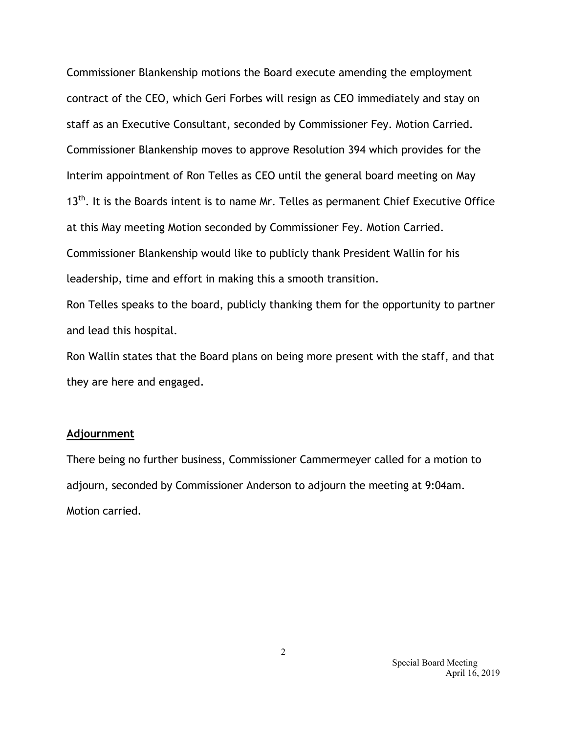Commissioner Blankenship motions the Board execute amending the employment contract of the CEO, which Geri Forbes will resign as CEO immediately and stay on staff as an Executive Consultant, seconded by Commissioner Fey. Motion Carried. Commissioner Blankenship moves to approve Resolution 394 which provides for the Interim appointment of Ron Telles as CEO until the general board meeting on May 13th. It is the Boards intent is to name Mr. Telles as permanent Chief Executive Office at this May meeting Motion seconded by Commissioner Fey. Motion Carried. Commissioner Blankenship would like to publicly thank President Wallin for his leadership, time and effort in making this a smooth transition.

Ron Telles speaks to the board, publicly thanking them for the opportunity to partner and lead this hospital.

Ron Wallin states that the Board plans on being more present with the staff, and that they are here and engaged.

## Adjournment

There being no further business, Commissioner Cammermeyer called for a motion to adjourn, seconded by Commissioner Anderson to adjourn the meeting at 9:04am. Motion carried.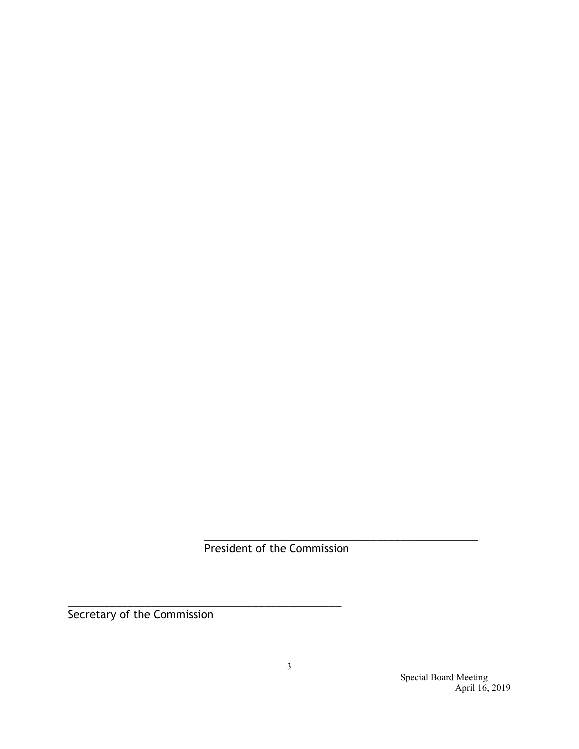\_\_\_\_\_\_\_\_\_\_\_\_\_\_\_\_\_\_\_\_\_\_\_\_\_\_\_\_\_\_\_\_\_\_\_\_\_\_\_\_\_\_\_\_\_\_

President of the Commission

\_\_\_\_\_\_\_\_\_\_\_\_\_\_\_\_\_\_\_\_\_\_\_\_\_\_\_\_\_\_\_\_\_\_\_\_\_\_\_\_\_\_\_\_\_\_

Secretary of the Commission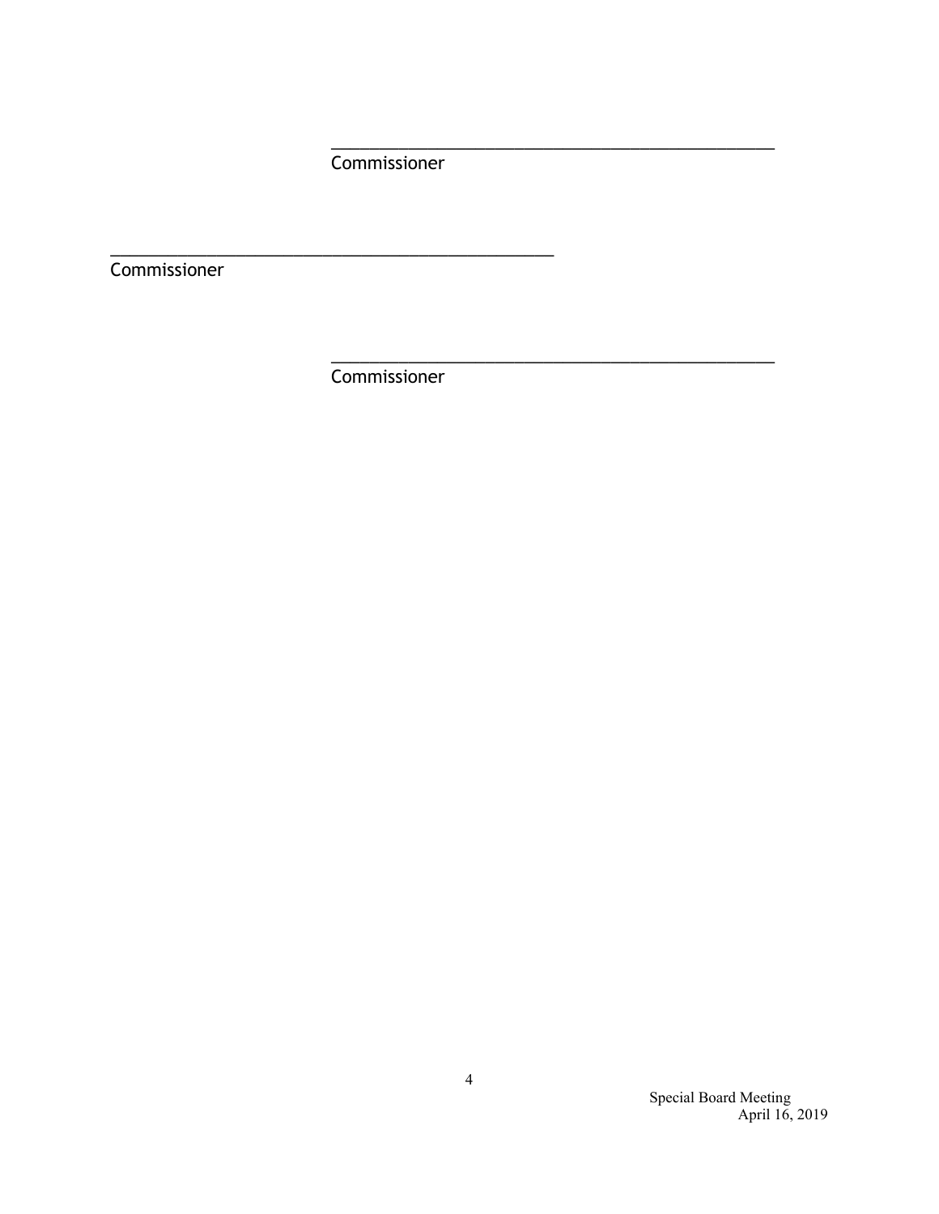\_\_\_\_\_\_\_\_\_\_\_\_\_\_\_\_\_\_\_\_\_\_\_\_\_\_\_\_\_\_\_\_\_\_\_\_\_\_\_\_\_\_\_\_\_\_\_\_

Commissioner

\_\_\_\_\_\_\_\_\_\_\_\_\_\_\_\_\_\_\_\_\_\_\_\_\_\_\_\_\_\_\_\_\_\_\_\_\_\_\_\_\_\_\_\_\_\_\_\_

Commissioner

\_\_\_\_\_\_\_\_\_\_\_\_\_\_\_\_\_\_\_\_\_\_\_\_\_\_\_\_\_\_\_\_\_\_\_\_\_\_\_\_\_\_\_\_\_\_\_\_

Commissioner